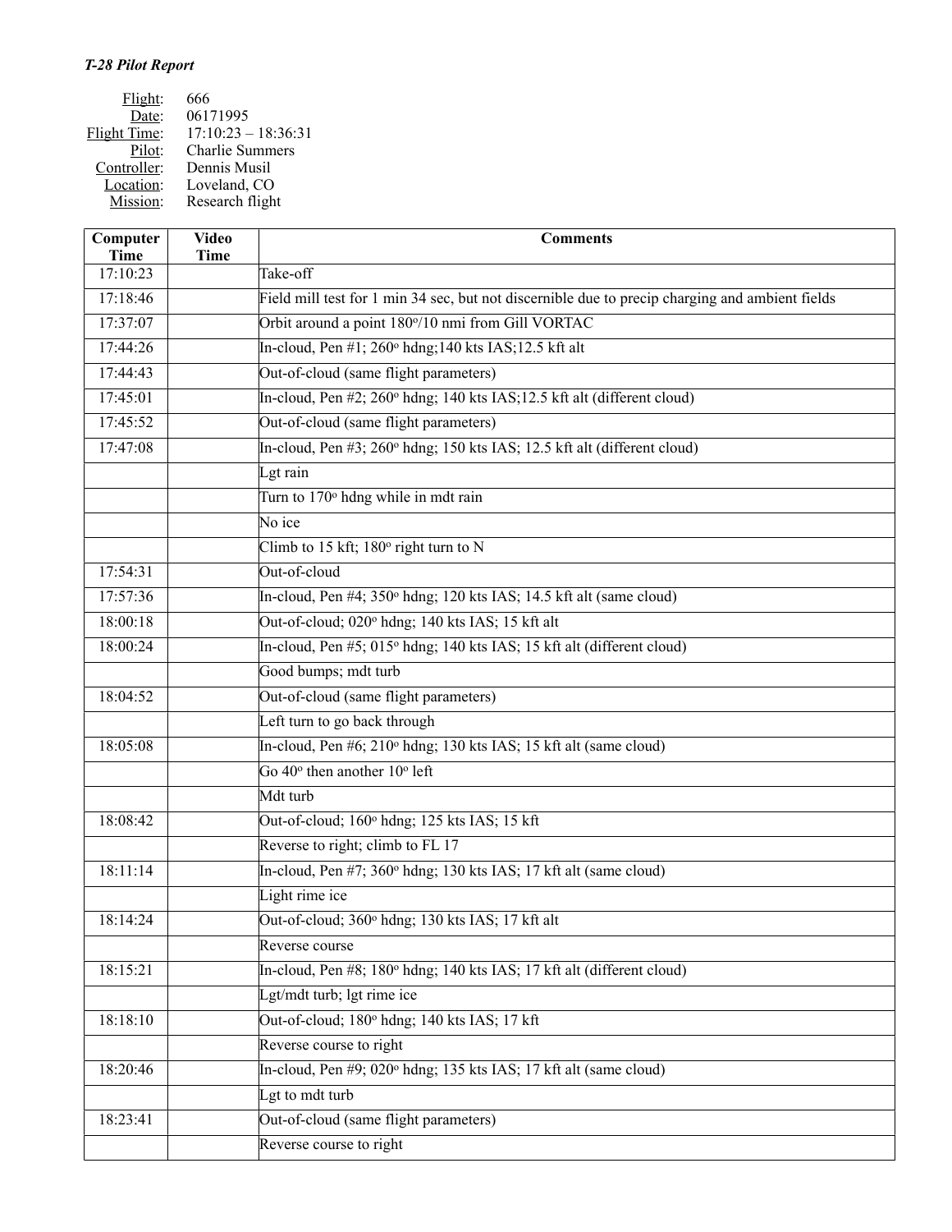*T-28 Pilot Report*

Flight: 666
Date: 06171995
Flight Time: 17:10:23 – 18:36:31
Pilot: Charlie Summers
Controller: Dennis Musil
Location: Loveland, CO
Mission: Research flight

| Computer Time | Video Time | Comments |
|---|---|---|
| 17:10:23 | | Take-off |
| 17:18:46 | | Field mill test for 1 min 34 sec, but not discernible due to precip charging and ambient fields |
| 17:37:07 | | Orbit around a point 180º/10 nmi from Gill VORTAC |
| 17:44:26 | | In-cloud, Pen #1; 260º hdng;140 kts IAS;12.5 kft alt |
| 17:44:43 | | Out-of-cloud (same flight parameters) |
| 17:45:01 | | In-cloud, Pen #2; 260º hdng; 140 kts IAS;12.5 kft alt (different cloud) |
| 17:45:52 | | Out-of-cloud (same flight parameters) |
| 17:47:08 | | In-cloud, Pen #3; 260º hdng; 150 kts IAS; 12.5 kft alt (different cloud) |
| | | Lgt rain |
| | | Turn to 170º hdng while in mdt rain |
| | | No ice |
| | | Climb to 15 kft; 180º right turn to N |
| 17:54:31 | | Out-of-cloud |
| 17:57:36 | | In-cloud, Pen #4; 350º hdng; 120 kts IAS; 14.5 kft alt (same cloud) |
| 18:00:18 | | Out-of-cloud; 020º hdng; 140 kts IAS; 15 kft alt |
| 18:00:24 | | In-cloud, Pen #5; 015º hdng; 140 kts IAS; 15 kft alt (different cloud) |
| | | Good bumps; mdt turb |
| 18:04:52 | | Out-of-cloud (same flight parameters) |
| | | Left turn to go back through |
| 18:05:08 | | In-cloud, Pen #6; 210º hdng; 130 kts IAS; 15 kft alt (same cloud) |
| | | Go 40º then another 10º left |
| | | Mdt turb |
| 18:08:42 | | Out-of-cloud; 160º hdng; 125 kts IAS; 15 kft |
| | | Reverse to right; climb to FL 17 |
| 18:11:14 | | In-cloud, Pen #7; 360º hdng; 130 kts IAS; 17 kft alt (same cloud) |
| | | Light rime ice |
| 18:14:24 | | Out-of-cloud; 360º hdng; 130 kts IAS; 17 kft alt |
| | | Reverse course |
| 18:15:21 | | In-cloud, Pen #8; 180º hdng; 140 kts IAS; 17 kft alt (different cloud) |
| | | Lgt/mdt turb; lgt rime ice |
| 18:18:10 | | Out-of-cloud; 180º hdng; 140 kts IAS; 17 kft |
| | | Reverse course to right |
| 18:20:46 | | In-cloud, Pen #9; 020º hdng; 135 kts IAS; 17 kft alt (same cloud) |
| | | Lgt to mdt turb |
| 18:23:41 | | Out-of-cloud (same flight parameters) |
| | | Reverse course to right |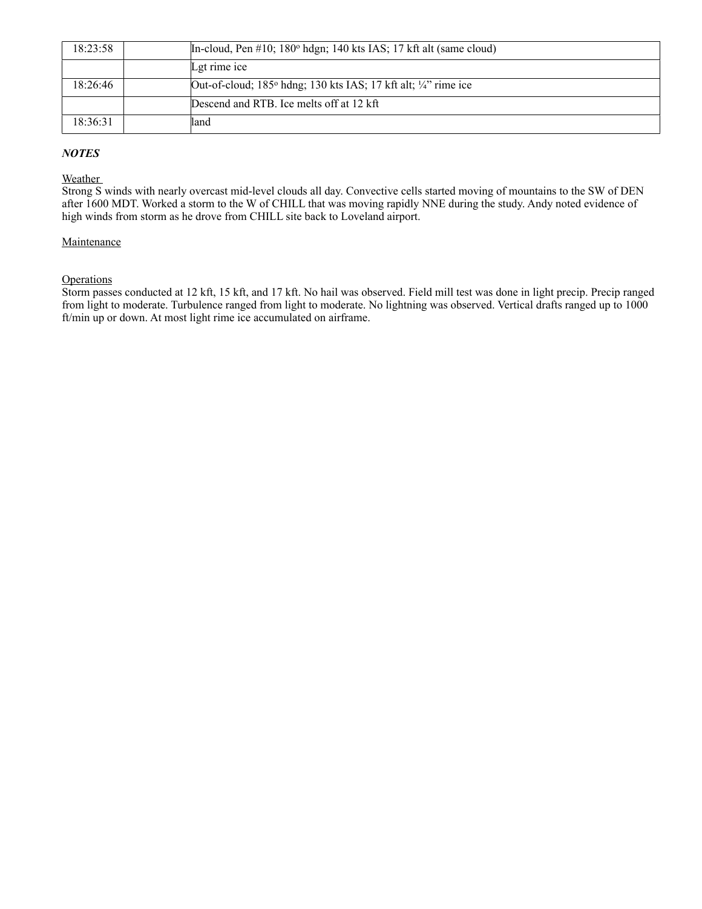| | | |
|---|---|---|
| 18:23:58 | | In-cloud, Pen #10; 180º hdgn; 140 kts IAS; 17 kft alt (same cloud) |
| | | Lgt rime ice |
| 18:26:46 | | Out-of-cloud; 185º hdng; 130 kts IAS; 17 kft alt; ¼" rime ice |
| | | Descend and RTB. Ice melts off at 12 kft |
| 18:36:31 | | land |

***NOTES***

Weather

Strong S winds with nearly overcast mid-level clouds all day. Convective cells started moving of mountains to the SW of DEN after 1600 MDT. Worked a storm to the W of CHILL that was moving rapidly NNE during the study. Andy noted evidence of high winds from storm as he drove from CHILL site back to Loveland airport.

Maintenance

Operations

Storm passes conducted at 12 kft, 15 kft, and 17 kft. No hail was observed. Field mill test was done in light precip. Precip ranged from light to moderate. Turbulence ranged from light to moderate. No lightning was observed. Vertical drafts ranged up to 1000 ft/min up or down. At most light rime ice accumulated on airframe.